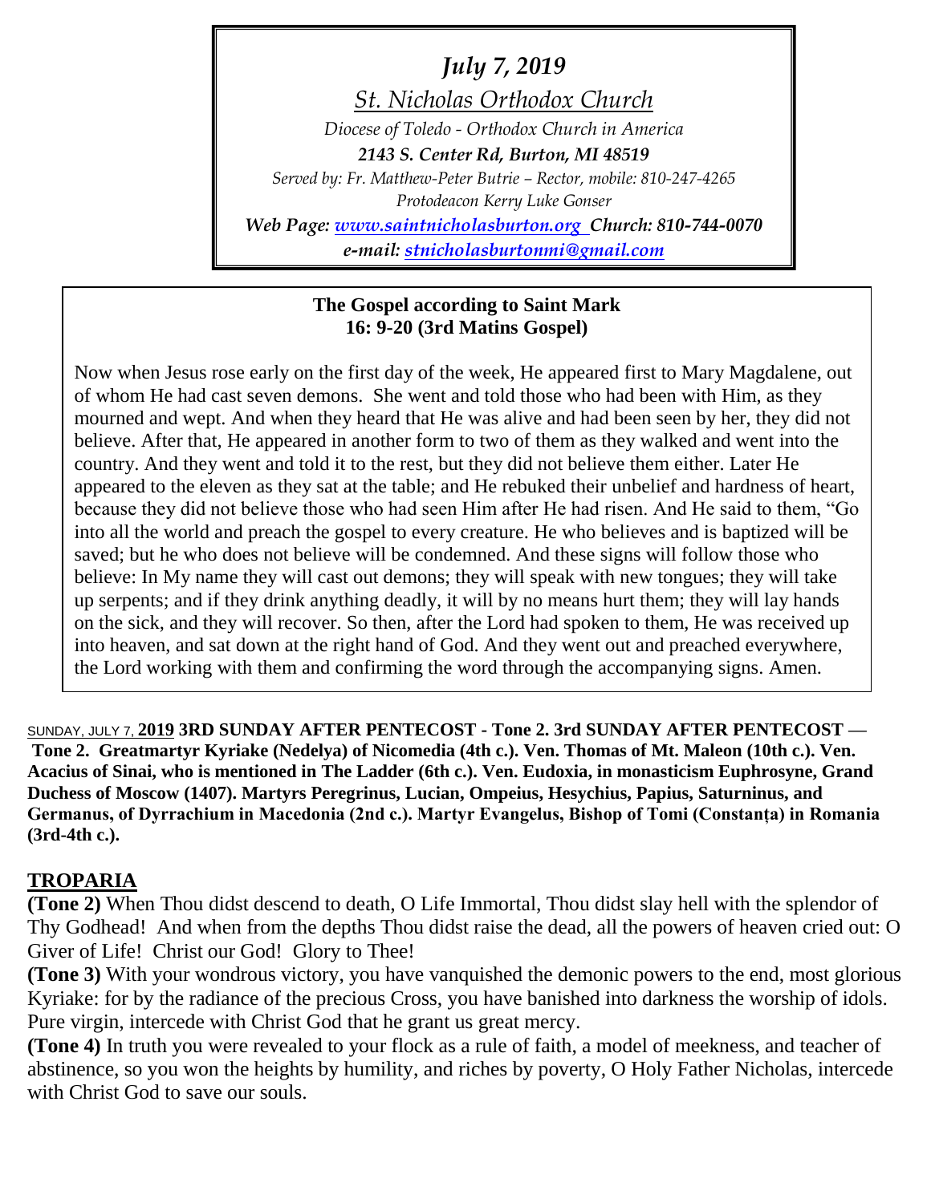*July 7, 2019*

*St. Nicholas Orthodox Church*

*Diocese of Toledo - Orthodox Church in America*

***2143 S. Center Rd, Burton, MI 48519***

*Served by: Fr. Matthew-Peter Butrie – Rector, mobile: 810-247-4265*

*Protodeacon Kerry Luke Gonser*

***Web Page: www.saintnicholasburton.org Church: 810-744-0070***

***e-mail: stnicholasburtonmi@gmail.com***

**The Gospel according to Saint Mark 16: 9-20 (3rd Matins Gospel)**

Now when Jesus rose early on the first day of the week, He appeared first to Mary Magdalene, out of whom He had cast seven demons. She went and told those who had been with Him, as they mourned and wept. And when they heard that He was alive and had been seen by her, they did not believe. After that, He appeared in another form to two of them as they walked and went into the country. And they went and told it to the rest, but they did not believe them either. Later He appeared to the eleven as they sat at the table; and He rebuked their unbelief and hardness of heart, because they did not believe those who had seen Him after He had risen. And He said to them, "Go into all the world and preach the gospel to every creature. He who believes and is baptized will be saved; but he who does not believe will be condemned. And these signs will follow those who believe: In My name they will cast out demons; they will speak with new tongues; they will take up serpents; and if they drink anything deadly, it will by no means hurt them; they will lay hands on the sick, and they will recover. So then, after the Lord had spoken to them, He was received up into heaven, and sat down at the right hand of God. And they went out and preached everywhere, the Lord working with them and confirming the word through the accompanying signs. Amen.

SUNDAY, JULY 7, **2019 3RD SUNDAY AFTER PENTECOST - Tone 2. 3rd SUNDAY AFTER PENTECOST — Tone 2. Greatmartyr Kyriake (Nedelya) of Nicomedia (4th c.). Ven. Thomas of Mt. Maleon (10th c.). Ven. Acacius of Sinai, who is mentioned in The Ladder (6th c.). Ven. Eudoxia, in monasticism Euphrosyne, Grand Duchess of Moscow (1407). Martyrs Peregrinus, Lucian, Ompeius, Hesychius, Papius, Saturninus, and Germanus, of Dyrrachium in Macedonia (2nd c.). Martyr Evangelus, Bishop of Tomi (Constanța) in Romania (3rd-4th c.).**

## TROPARIA

**(Tone 2)** When Thou didst descend to death, O Life Immortal, Thou didst slay hell with the splendor of Thy Godhead! And when from the depths Thou didst raise the dead, all the powers of heaven cried out: O Giver of Life! Christ our God! Glory to Thee!

**(Tone 3)** With your wondrous victory, you have vanquished the demonic powers to the end, most glorious Kyriake: for by the radiance of the precious Cross, you have banished into darkness the worship of idols. Pure virgin, intercede with Christ God that he grant us great mercy.

**(Tone 4)** In truth you were revealed to your flock as a rule of faith, a model of meekness, and teacher of abstinence, so you won the heights by humility, and riches by poverty, O Holy Father Nicholas, intercede with Christ God to save our souls.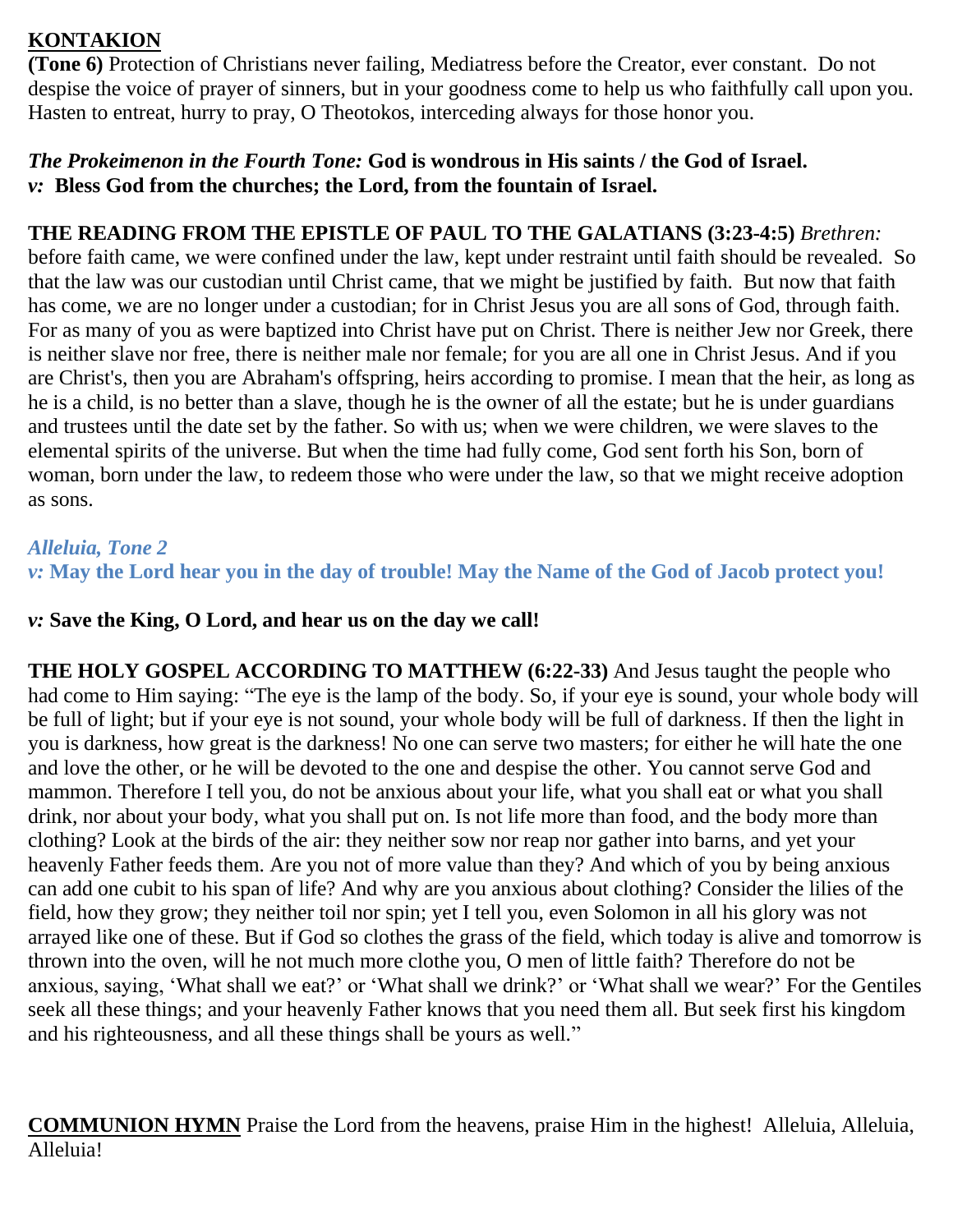**KONTAKION**

**(Tone 6)** Protection of Christians never failing, Mediatress before the Creator, ever constant. Do not despise the voice of prayer of sinners, but in your goodness come to help us who faithfully call upon you. Hasten to entreat, hurry to pray, O Theotokos, interceding always for those honor you.

***The Prokeimenon in the Fourth Tone:*** **God is wondrous in His saints / the God of Israel.**
***v:*** **Bless God from the churches; the Lord, from the fountain of Israel.**

**THE READING FROM THE EPISTLE OF PAUL TO THE GALATIANS (3:23-4:5)** *Brethren:* before faith came, we were confined under the law, kept under restraint until faith should be revealed. So that the law was our custodian until Christ came, that we might be justified by faith. But now that faith has come, we are no longer under a custodian; for in Christ Jesus you are all sons of God, through faith. For as many of you as were baptized into Christ have put on Christ. There is neither Jew nor Greek, there is neither slave nor free, there is neither male nor female; for you are all one in Christ Jesus. And if you are Christ's, then you are Abraham's offspring, heirs according to promise. I mean that the heir, as long as he is a child, is no better than a slave, though he is the owner of all the estate; but he is under guardians and trustees until the date set by the father. So with us; when we were children, we were slaves to the elemental spirits of the universe. But when the time had fully come, God sent forth his Son, born of woman, born under the law, to redeem those who were under the law, so that we might receive adoption as sons.

***Alleluia, Tone 2***
***v:*** **May the Lord hear you in the day of trouble! May the Name of the God of Jacob protect you!**

***v:*** **Save the King, O Lord, and hear us on the day we call!**

**THE HOLY GOSPEL ACCORDING TO MATTHEW (6:22-33)** And Jesus taught the people who had come to Him saying: "The eye is the lamp of the body. So, if your eye is sound, your whole body will be full of light; but if your eye is not sound, your whole body will be full of darkness. If then the light in you is darkness, how great is the darkness! No one can serve two masters; for either he will hate the one and love the other, or he will be devoted to the one and despise the other. You cannot serve God and mammon. Therefore I tell you, do not be anxious about your life, what you shall eat or what you shall drink, nor about your body, what you shall put on. Is not life more than food, and the body more than clothing? Look at the birds of the air: they neither sow nor reap nor gather into barns, and yet your heavenly Father feeds them. Are you not of more value than they? And which of you by being anxious can add one cubit to his span of life? And why are you anxious about clothing? Consider the lilies of the field, how they grow; they neither toil nor spin; yet I tell you, even Solomon in all his glory was not arrayed like one of these. But if God so clothes the grass of the field, which today is alive and tomorrow is thrown into the oven, will he not much more clothe you, O men of little faith? Therefore do not be anxious, saying, 'What shall we eat?' or 'What shall we drink?' or 'What shall we wear?' For the Gentiles seek all these things; and your heavenly Father knows that you need them all. But seek first his kingdom and his righteousness, and all these things shall be yours as well."

**COMMUNION HYMN** Praise the Lord from the heavens, praise Him in the highest! Alleluia, Alleluia, Alleluia!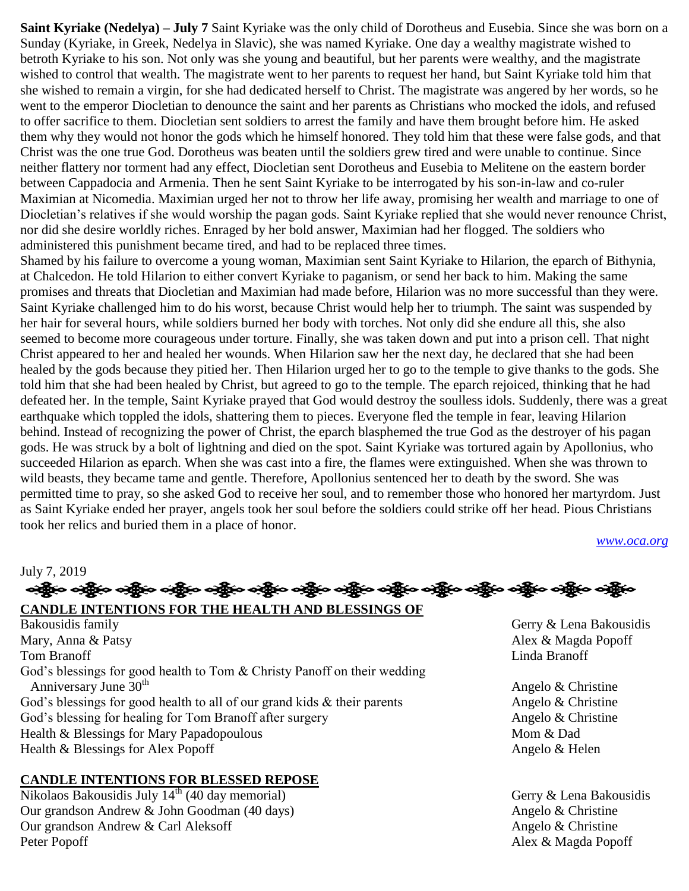**Saint Kyriake (Nedelya) – July 7** Saint Kyriake was the only child of Dorotheus and Eusebia. Since she was born on a Sunday (Kyriake, in Greek, Nedelya in Slavic), she was named Kyriake. One day a wealthy magistrate wished to betroth Kyriake to his son. Not only was she young and beautiful, but her parents were wealthy, and the magistrate wished to control that wealth. The magistrate went to her parents to request her hand, but Saint Kyriake told him that she wished to remain a virgin, for she had dedicated herself to Christ. The magistrate was angered by her words, so he went to the emperor Diocletian to denounce the saint and her parents as Christians who mocked the idols, and refused to offer sacrifice to them. Diocletian sent soldiers to arrest the family and have them brought before him. He asked them why they would not honor the gods which he himself honored. They told him that these were false gods, and that Christ was the one true God. Dorotheus was beaten until the soldiers grew tired and were unable to continue. Since neither flattery nor torment had any effect, Diocletian sent Dorotheus and Eusebia to Melitene on the eastern border between Cappadocia and Armenia. Then he sent Saint Kyriake to be interrogated by his son-in-law and co-ruler Maximian at Nicomedia. Maximian urged her not to throw her life away, promising her wealth and marriage to one of Diocletian's relatives if she would worship the pagan gods. Saint Kyriake replied that she would never renounce Christ, nor did she desire worldly riches. Enraged by her bold answer, Maximian had her flogged. The soldiers who administered this punishment became tired, and had to be replaced three times.

Shamed by his failure to overcome a young woman, Maximian sent Saint Kyriake to Hilarion, the eparch of Bithynia, at Chalcedon. He told Hilarion to either convert Kyriake to paganism, or send her back to him. Making the same promises and threats that Diocletian and Maximian had made before, Hilarion was no more successful than they were. Saint Kyriake challenged him to do his worst, because Christ would help her to triumph. The saint was suspended by her hair for several hours, while soldiers burned her body with torches. Not only did she endure all this, she also seemed to become more courageous under torture. Finally, she was taken down and put into a prison cell. That night Christ appeared to her and healed her wounds. When Hilarion saw her the next day, he declared that she had been healed by the gods because they pitied her. Then Hilarion urged her to go to the temple to give thanks to the gods. She told him that she had been healed by Christ, but agreed to go to the temple. The eparch rejoiced, thinking that he had defeated her. In the temple, Saint Kyriake prayed that God would destroy the soulless idols. Suddenly, there was a great earthquake which toppled the idols, shattering them to pieces. Everyone fled the temple in fear, leaving Hilarion behind. Instead of recognizing the power of Christ, the eparch blasphemed the true God as the destroyer of his pagan gods. He was struck by a bolt of lightning and died on the spot. Saint Kyriake was tortured again by Apollonius, who succeeded Hilarion as eparch. When she was cast into a fire, the flames were extinguished. When she was thrown to wild beasts, they became tame and gentle. Therefore, Apollonius sentenced her to death by the sword. She was permitted time to pray, so she asked God to receive her soul, and to remember those who honored her martyrdom. Just as Saint Kyriake ended her prayer, angels took her soul before the soldiers could strike off her head. Pious Christians took her relics and buried them in a place of honor.

*www.oca.org*

July 7, 2019

## CANDLE INTENTIONS FOR THE HEALTH AND BLESSINGS OF

| | |
|---|---|
| Bakousidis family | Gerry & Lena Bakousidis |
| Mary, Anna & Patsy | Alex & Magda Popoff |
| Tom Branoff | Linda Branoff |
| God's blessings for good health to Tom & Christy Panoff on their wedding Anniversary June 30th | Angelo & Christine |
| God's blessings for good health to all of our grand kids & their parents | Angelo & Christine |
| God's blessing for healing for Tom Branoff after surgery | Angelo & Christine |
| Health & Blessings for Mary Papadopoulous | Mom & Dad |
| Health & Blessings for Alex Popoff | Angelo & Helen |

## CANDLE INTENTIONS FOR BLESSED REPOSE

| | |
|---|---|
| Nikolaos Bakousidis July 14th (40 day memorial) | Gerry & Lena Bakousidis |
| Our grandson Andrew & John Goodman (40 days) | Angelo & Christine |
| Our grandson Andrew & Carl Aleksoff | Angelo & Christine |
| Peter Popoff | Alex & Magda Popoff |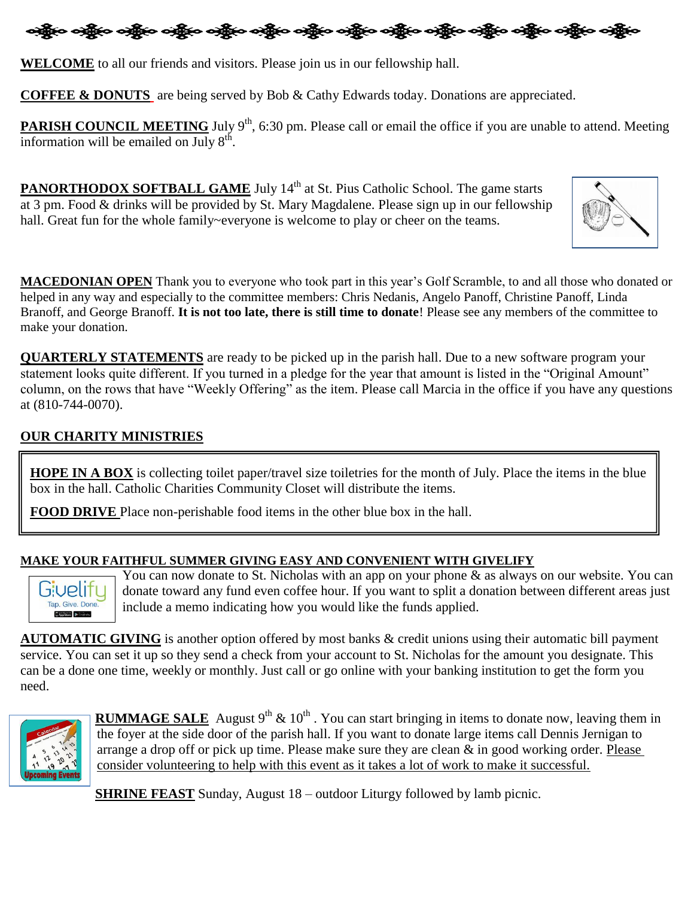**WELCOME** to all our friends and visitors. Please join us in our fellowship hall.

**COFFEE & DONUTS** are being served by Bob & Cathy Edwards today. Donations are appreciated.

**PARISH COUNCIL MEETING** July 9th, 6:30 pm. Please call or email the office if you are unable to attend. Meeting information will be emailed on July 8th.

**PANORTHODOX SOFTBALL GAME** July 14th at St. Pius Catholic School. The game starts at 3 pm. Food & drinks will be provided by St. Mary Magdalene. Please sign up in our fellowship hall. Great fun for the whole family~everyone is welcome to play or cheer on the teams.

**MACEDONIAN OPEN** Thank you to everyone who took part in this year's Golf Scramble, to and all those who donated or helped in any way and especially to the committee members: Chris Nedanis, Angelo Panoff, Christine Panoff, Linda Branoff, and George Branoff. **It is not too late, there is still time to donate**! Please see any members of the committee to make your donation.

**QUARTERLY STATEMENTS** are ready to be picked up in the parish hall. Due to a new software program your statement looks quite different. If you turned in a pledge for the year that amount is listed in the "Original Amount" column, on the rows that have "Weekly Offering" as the item. Please call Marcia in the office if you have any questions at (810-744-0070).

**OUR CHARITY MINISTRIES**

**HOPE IN A BOX** is collecting toilet paper/travel size toiletries for the month of July. Place the items in the blue box in the hall. Catholic Charities Community Closet will distribute the items.

**FOOD DRIVE** Place non-perishable food items in the other blue box in the hall.

**MAKE YOUR FAITHFUL SUMMER GIVING EASY AND CONVENIENT WITH GIVELIFY**

You can now donate to St. Nicholas with an app on your phone & as always on our website. You can donate toward any fund even coffee hour. If you want to split a donation between different areas just include a memo indicating how you would like the funds applied.

**AUTOMATIC GIVING** is another option offered by most banks & credit unions using their automatic bill payment service. You can set it up so they send a check from your account to St. Nicholas for the amount you designate. This can be a done one time, weekly or monthly. Just call or go online with your banking institution to get the form you need.

**RUMMAGE SALE** August 9th & 10th. You can start bringing in items to donate now, leaving them in the foyer at the side door of the parish hall. If you want to donate large items call Dennis Jernigan to arrange a drop off or pick up time. Please make sure they are clean & in good working order. Please consider volunteering to help with this event as it takes a lot of work to make it successful.

**SHRINE FEAST** Sunday, August 18 – outdoor Liturgy followed by lamb picnic.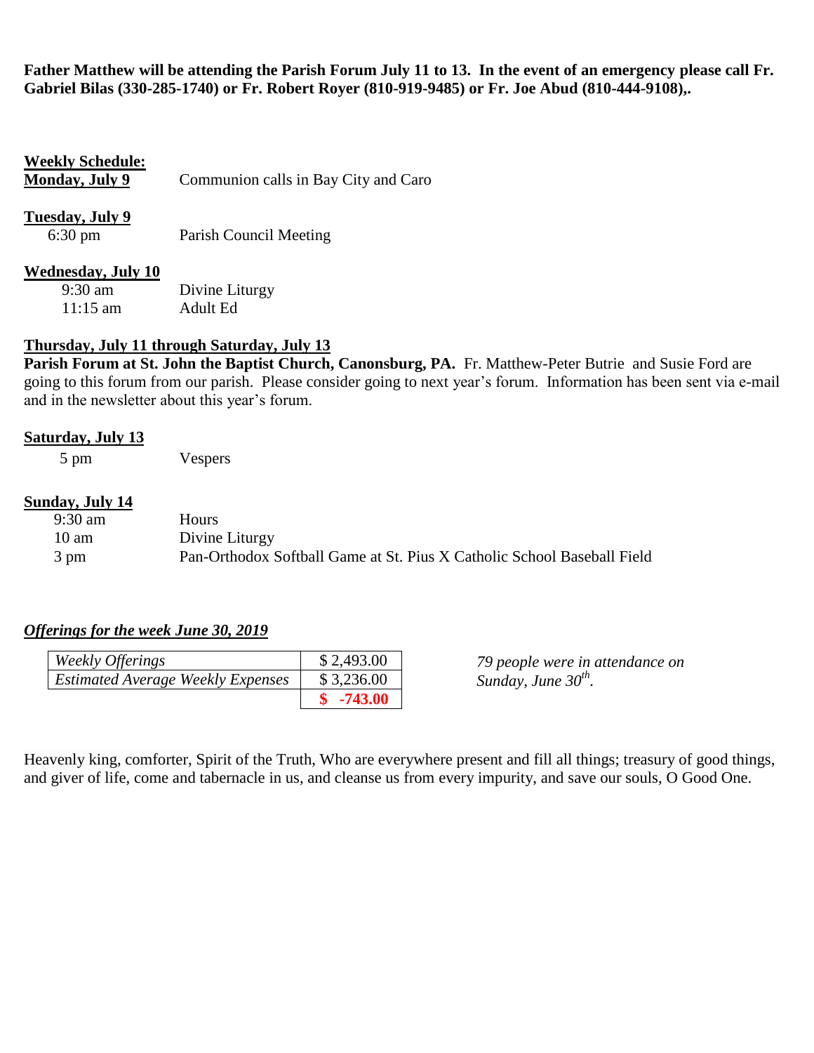**Father Matthew will be attending the Parish Forum July 11 to 13. In the event of an emergency please call Fr. Gabriel Bilas (330-285-1740) or Fr. Robert Royer (810-919-9485) or Fr. Joe Abud (810-444-9108),.**

**Weekly Schedule:**

**Monday, July 9** — Communion calls in Bay City and Caro

**Tuesday, July 9**
6:30 pm — Parish Council Meeting

**Wednesday, July 10**
9:30 am — Divine Liturgy
11:15 am — Adult Ed

**Thursday, July 11 through Saturday, July 13**
**Parish Forum at St. John the Baptist Church, Canonsburg, PA.** Fr. Matthew-Peter Butrie and Susie Ford are going to this forum from our parish. Please consider going to next year's forum. Information has been sent via e-mail and in the newsletter about this year's forum.

**Saturday, July 13**
5 pm — Vespers

**Sunday, July 14**
9:30 am — Hours
10 am — Divine Liturgy
3 pm — Pan-Orthodox Softball Game at St. Pius X Catholic School Baseball Field

***Offerings for the week June 30, 2019***

| | |
|---|---|
| *Weekly Offerings* | $ 2,493.00 |
| *Estimated Average Weekly Expenses* | $ 3,236.00 |
| | **$ -743.00** |

*79 people were in attendance on Sunday, June 30th.*

Heavenly king, comforter, Spirit of the Truth, Who are everywhere present and fill all things; treasury of good things, and giver of life, come and tabernacle in us, and cleanse us from every impurity, and save our souls, O Good One.